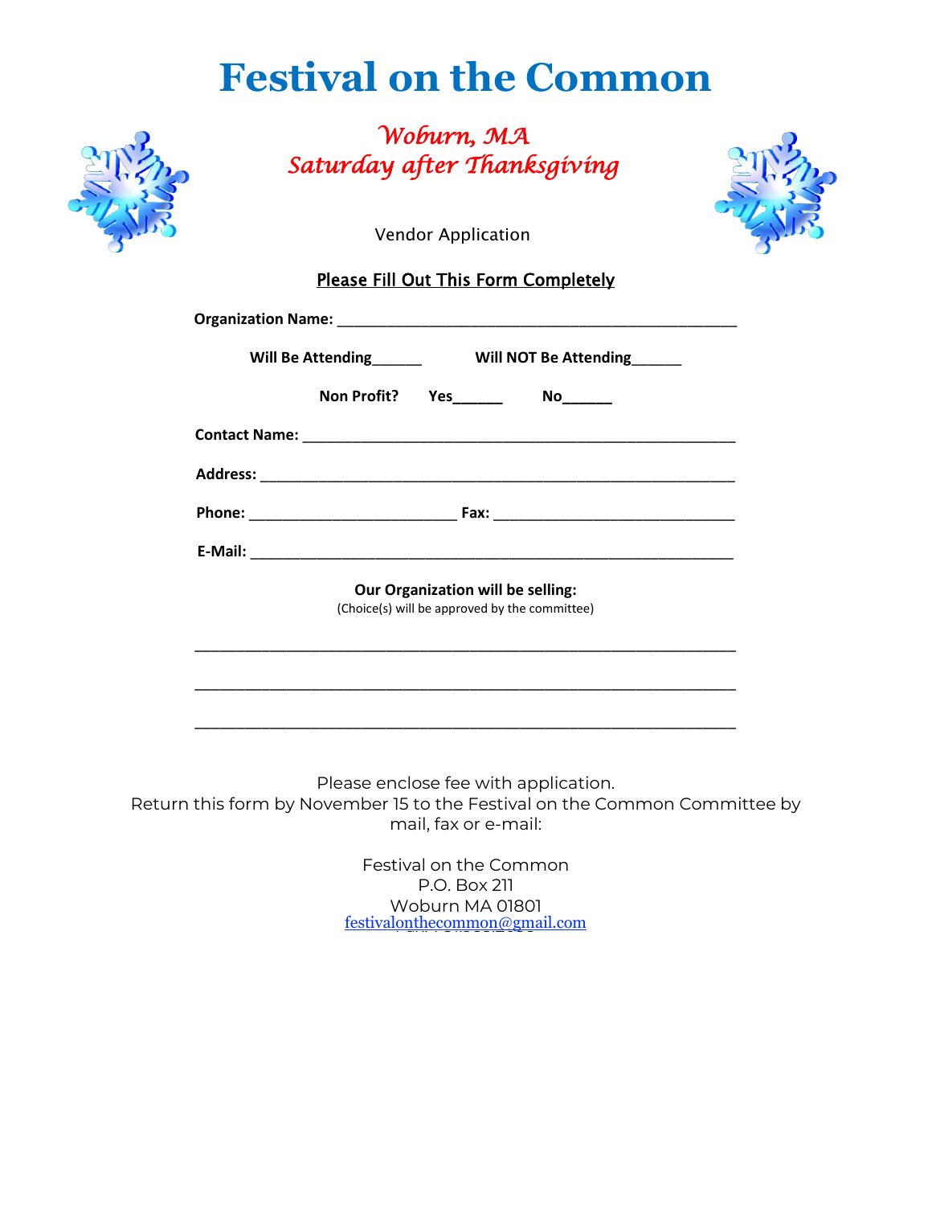# Festival on the Common

*Woburn, MA*
*Saturday after Thanksgiving*

Vendor Application

**Please Fill Out This Form Completely**

**Organization Name:** ______________________________________________

**Will Be Attending**______ **Will NOT Be Attending**______

**Non Profit?** **Yes**______ **No**______

**Contact Name:** ______________________________________________

**Address:** ______________________________________________

**Phone:** ________________________ **Fax:** ____________________________

**E-Mail:** ______________________________________________

**Our Organization will be selling:**
(Choice(s) will be approved by the committee)

______________________________________________________________

______________________________________________________________

______________________________________________________________

Please enclose fee with application.
Return this form by November 15 to the Festival on the Common Committee by mail, fax or e-mail:

Festival on the Common
P.O. Box 211
Woburn MA 01801
festivalonthecommon@gmail.com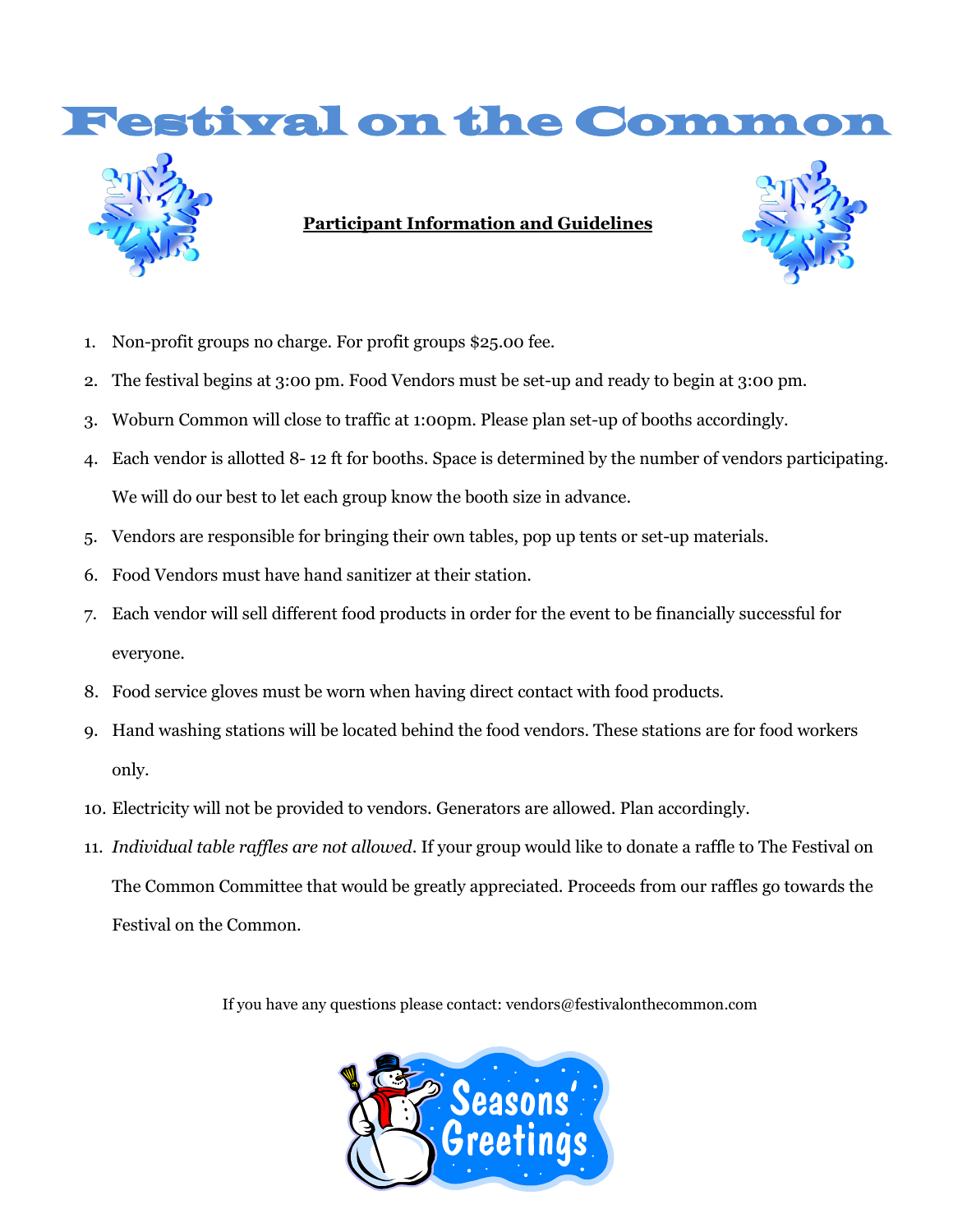# Festival on the Common

**Participant Information and Guidelines**

1. Non-profit groups no charge. For profit groups $25.00 fee.
2. The festival begins at 3:00 pm. Food Vendors must be set-up and ready to begin at 3:00 pm.
3. Woburn Common will close to traffic at 1:00pm. Please plan set-up of booths accordingly.
4. Each vendor is allotted 8- 12 ft for booths. Space is determined by the number of vendors participating. We will do our best to let each group know the booth size in advance.
5. Vendors are responsible for bringing their own tables, pop up tents or set-up materials.
6. Food Vendors must have hand sanitizer at their station.
7. Each vendor will sell different food products in order for the event to be financially successful for everyone.
8. Food service gloves must be worn when having direct contact with food products.
9. Hand washing stations will be located behind the food vendors. These stations are for food workers only.
10. Electricity will not be provided to vendors. Generators are allowed. Plan accordingly.
11. *Individual table raffles are not allowed*. If your group would like to donate a raffle to The Festival on The Common Committee that would be greatly appreciated. Proceeds from our raffles go towards the Festival on the Common.

If you have any questions please contact: vendors@festivalonthecommon.com

Seasons' Greetings